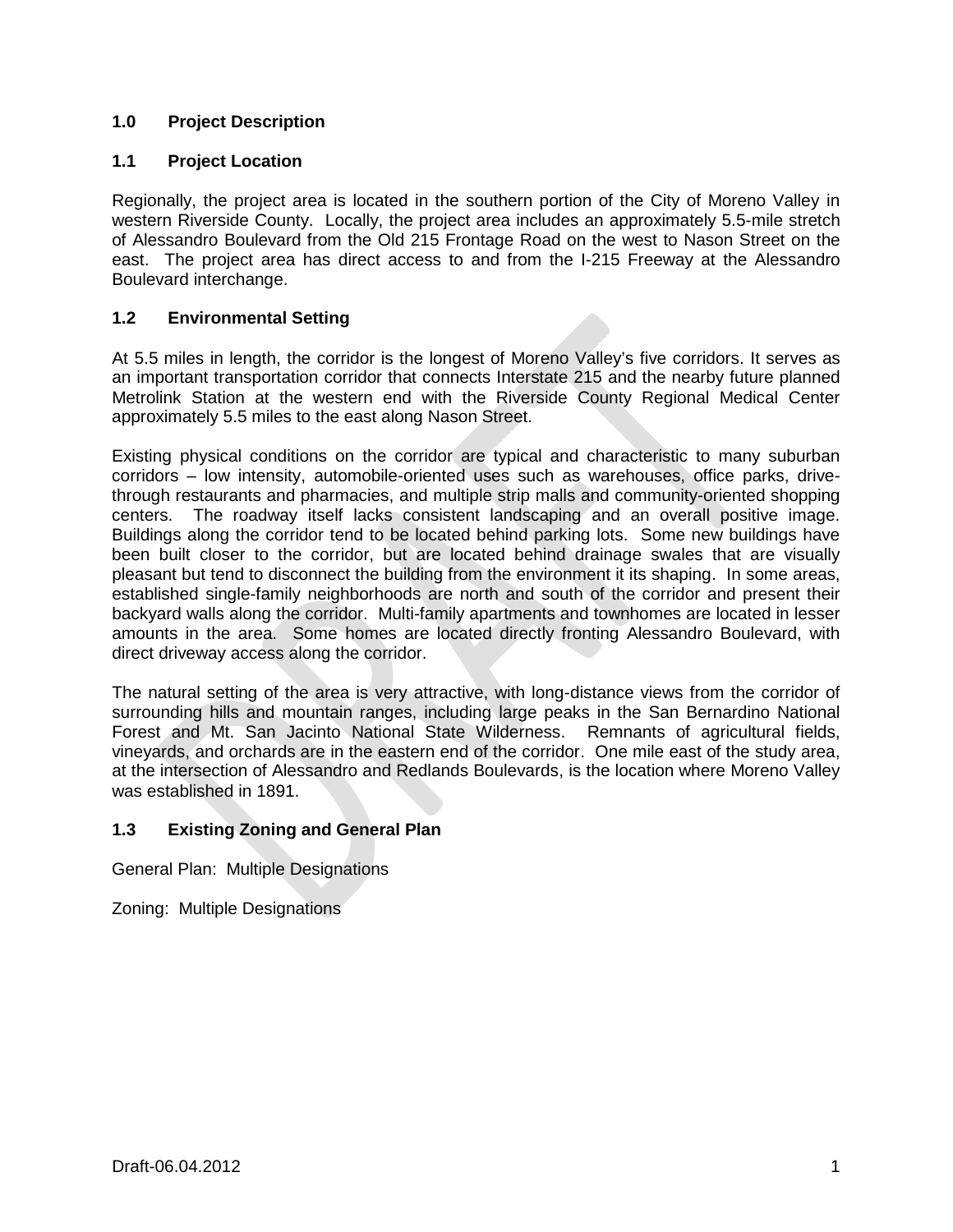## 1.0 Project Description

### 1.1 Project Location

Regionally, the project area is located in the southern portion of the City of Moreno Valley in western Riverside County. Locally, the project area includes an approximately 5.5-mile stretch of Alessandro Boulevard from the Old 215 Frontage Road on the west to Nason Street on the east. The project area has direct access to and from the I-215 Freeway at the Alessandro Boulevard interchange.

### 1.2 Environmental Setting

At 5.5 miles in length, the corridor is the longest of Moreno Valley's five corridors. It serves as an important transportation corridor that connects Interstate 215 and the nearby future planned Metrolink Station at the western end with the Riverside County Regional Medical Center approximately 5.5 miles to the east along Nason Street.

Existing physical conditions on the corridor are typical and characteristic to many suburban corridors – low intensity, automobile-oriented uses such as warehouses, office parks, drive-through restaurants and pharmacies, and multiple strip malls and community-oriented shopping centers. The roadway itself lacks consistent landscaping and an overall positive image. Buildings along the corridor tend to be located behind parking lots. Some new buildings have been built closer to the corridor, but are located behind drainage swales that are visually pleasant but tend to disconnect the building from the environment it its shaping. In some areas, established single-family neighborhoods are north and south of the corridor and present their backyard walls along the corridor. Multi-family apartments and townhomes are located in lesser amounts in the area. Some homes are located directly fronting Alessandro Boulevard, with direct driveway access along the corridor.

The natural setting of the area is very attractive, with long-distance views from the corridor of surrounding hills and mountain ranges, including large peaks in the San Bernardino National Forest and Mt. San Jacinto National State Wilderness. Remnants of agricultural fields, vineyards, and orchards are in the eastern end of the corridor. One mile east of the study area, at the intersection of Alessandro and Redlands Boulevards, is the location where Moreno Valley was established in 1891.

### 1.3 Existing Zoning and General Plan

General Plan: Multiple Designations

Zoning: Multiple Designations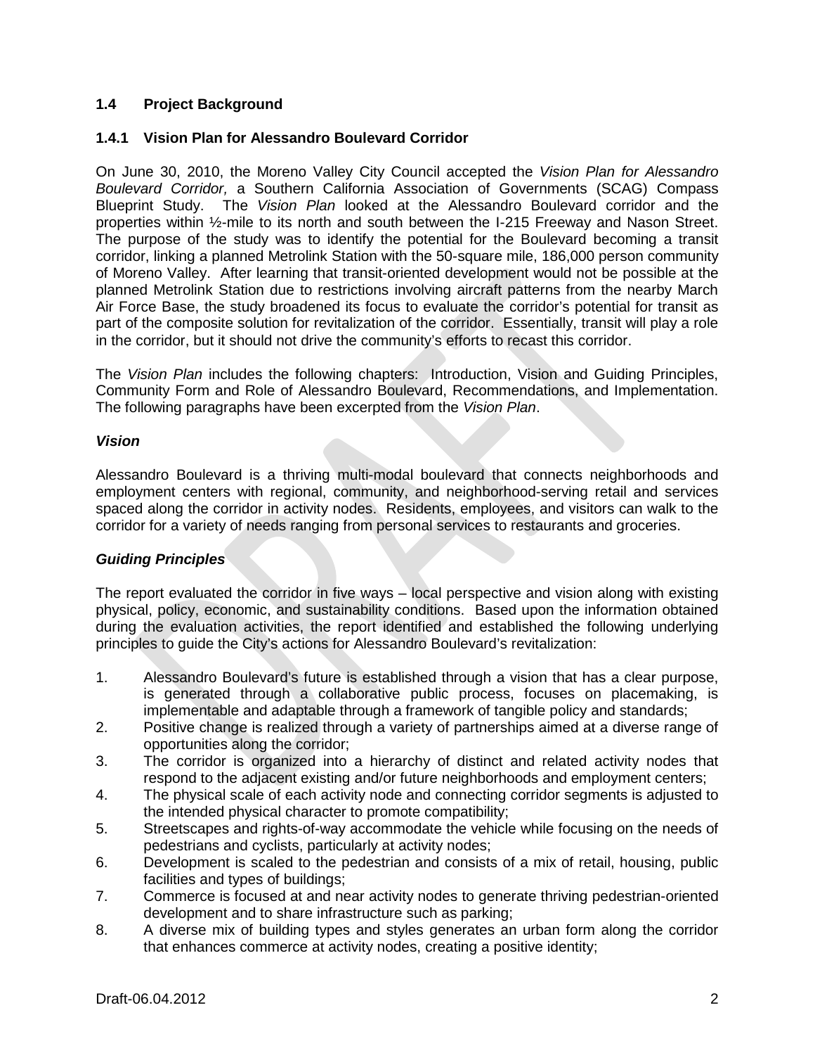## 1.4 Project Background

### 1.4.1 Vision Plan for Alessandro Boulevard Corridor

On June 30, 2010, the Moreno Valley City Council accepted the *Vision Plan for Alessandro Boulevard Corridor,* a Southern California Association of Governments (SCAG) Compass Blueprint Study. The *Vision Plan* looked at the Alessandro Boulevard corridor and the properties within ½-mile to its north and south between the I-215 Freeway and Nason Street. The purpose of the study was to identify the potential for the Boulevard becoming a transit corridor, linking a planned Metrolink Station with the 50-square mile, 186,000 person community of Moreno Valley. After learning that transit-oriented development would not be possible at the planned Metrolink Station due to restrictions involving aircraft patterns from the nearby March Air Force Base, the study broadened its focus to evaluate the corridor's potential for transit as part of the composite solution for revitalization of the corridor. Essentially, transit will play a role in the corridor, but it should not drive the community's efforts to recast this corridor.

The *Vision Plan* includes the following chapters: Introduction, Vision and Guiding Principles, Community Form and Role of Alessandro Boulevard, Recommendations, and Implementation. The following paragraphs have been excerpted from the *Vision Plan*.

***Vision***

Alessandro Boulevard is a thriving multi-modal boulevard that connects neighborhoods and employment centers with regional, community, and neighborhood-serving retail and services spaced along the corridor in activity nodes. Residents, employees, and visitors can walk to the corridor for a variety of needs ranging from personal services to restaurants and groceries.

***Guiding Principles***

The report evaluated the corridor in five ways – local perspective and vision along with existing physical, policy, economic, and sustainability conditions. Based upon the information obtained during the evaluation activities, the report identified and established the following underlying principles to guide the City's actions for Alessandro Boulevard's revitalization:

1. Alessandro Boulevard's future is established through a vision that has a clear purpose, is generated through a collaborative public process, focuses on placemaking, is implementable and adaptable through a framework of tangible policy and standards;
2. Positive change is realized through a variety of partnerships aimed at a diverse range of opportunities along the corridor;
3. The corridor is organized into a hierarchy of distinct and related activity nodes that respond to the adjacent existing and/or future neighborhoods and employment centers;
4. The physical scale of each activity node and connecting corridor segments is adjusted to the intended physical character to promote compatibility;
5. Streetscapes and rights-of-way accommodate the vehicle while focusing on the needs of pedestrians and cyclists, particularly at activity nodes;
6. Development is scaled to the pedestrian and consists of a mix of retail, housing, public facilities and types of buildings;
7. Commerce is focused at and near activity nodes to generate thriving pedestrian-oriented development and to share infrastructure such as parking;
8. A diverse mix of building types and styles generates an urban form along the corridor that enhances commerce at activity nodes, creating a positive identity;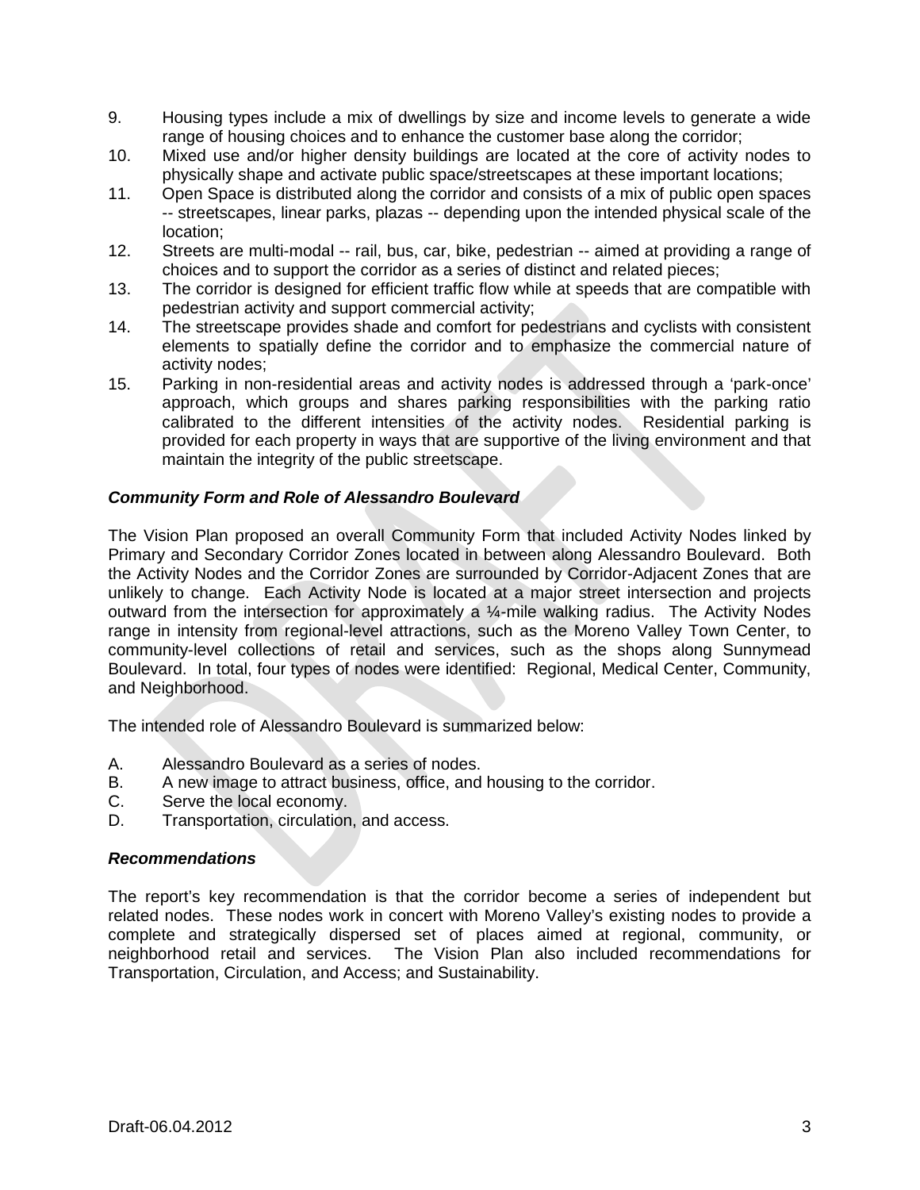9. Housing types include a mix of dwellings by size and income levels to generate a wide range of housing choices and to enhance the customer base along the corridor;
10. Mixed use and/or higher density buildings are located at the core of activity nodes to physically shape and activate public space/streetscapes at these important locations;
11. Open Space is distributed along the corridor and consists of a mix of public open spaces -- streetscapes, linear parks, plazas -- depending upon the intended physical scale of the location;
12. Streets are multi-modal -- rail, bus, car, bike, pedestrian -- aimed at providing a range of choices and to support the corridor as a series of distinct and related pieces;
13. The corridor is designed for efficient traffic flow while at speeds that are compatible with pedestrian activity and support commercial activity;
14. The streetscape provides shade and comfort for pedestrians and cyclists with consistent elements to spatially define the corridor and to emphasize the commercial nature of activity nodes;
15. Parking in non-residential areas and activity nodes is addressed through a 'park-once' approach, which groups and shares parking responsibilities with the parking ratio calibrated to the different intensities of the activity nodes. Residential parking is provided for each property in ways that are supportive of the living environment and that maintain the integrity of the public streetscape.

***Community Form and Role of Alessandro Boulevard***

The Vision Plan proposed an overall Community Form that included Activity Nodes linked by Primary and Secondary Corridor Zones located in between along Alessandro Boulevard. Both the Activity Nodes and the Corridor Zones are surrounded by Corridor-Adjacent Zones that are unlikely to change. Each Activity Node is located at a major street intersection and projects outward from the intersection for approximately a ¼-mile walking radius. The Activity Nodes range in intensity from regional-level attractions, such as the Moreno Valley Town Center, to community-level collections of retail and services, such as the shops along Sunnymead Boulevard. In total, four types of nodes were identified: Regional, Medical Center, Community, and Neighborhood.

The intended role of Alessandro Boulevard is summarized below:

A. Alessandro Boulevard as a series of nodes.
B. A new image to attract business, office, and housing to the corridor.
C. Serve the local economy.
D. Transportation, circulation, and access.

***Recommendations***

The report's key recommendation is that the corridor become a series of independent but related nodes. These nodes work in concert with Moreno Valley's existing nodes to provide a complete and strategically dispersed set of places aimed at regional, community, or neighborhood retail and services. The Vision Plan also included recommendations for Transportation, Circulation, and Access; and Sustainability.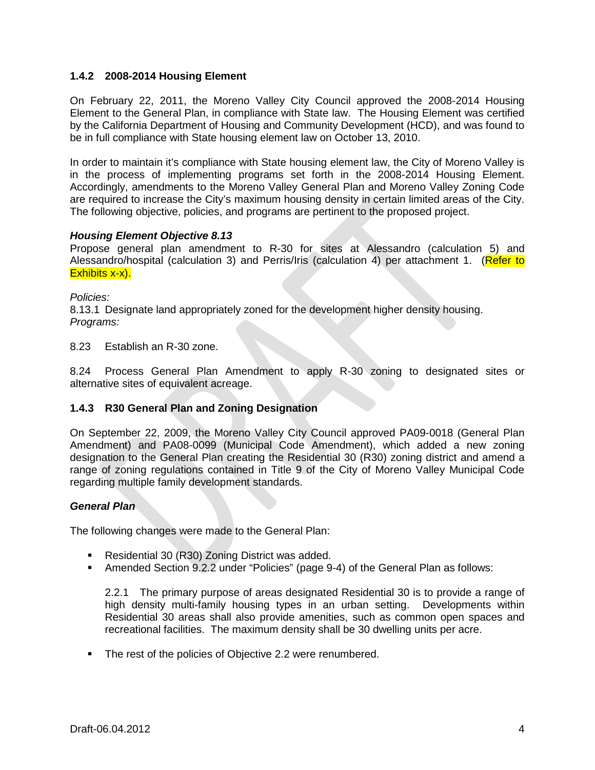### 1.4.2 2008-2014 Housing Element

On February 22, 2011, the Moreno Valley City Council approved the 2008-2014 Housing Element to the General Plan, in compliance with State law. The Housing Element was certified by the California Department of Housing and Community Development (HCD), and was found to be in full compliance with State housing element law on October 13, 2010.

In order to maintain it's compliance with State housing element law, the City of Moreno Valley is in the process of implementing programs set forth in the 2008-2014 Housing Element. Accordingly, amendments to the Moreno Valley General Plan and Moreno Valley Zoning Code are required to increase the City's maximum housing density in certain limited areas of the City. The following objective, policies, and programs are pertinent to the proposed project.

***Housing Element Objective 8.13***

Propose general plan amendment to R-30 for sites at Alessandro (calculation 5) and Alessandro/hospital (calculation 3) and Perris/Iris (calculation 4) per attachment 1. (Refer to Exhibits x-x).

*Policies:*

8.13.1 Designate land appropriately zoned for the development higher density housing.

*Programs:*

8.23 Establish an R-30 zone.

8.24 Process General Plan Amendment to apply R-30 zoning to designated sites or alternative sites of equivalent acreage.

### 1.4.3 R30 General Plan and Zoning Designation

On September 22, 2009, the Moreno Valley City Council approved PA09-0018 (General Plan Amendment) and PA08-0099 (Municipal Code Amendment), which added a new zoning designation to the General Plan creating the Residential 30 (R30) zoning district and amend a range of zoning regulations contained in Title 9 of the City of Moreno Valley Municipal Code regarding multiple family development standards.

***General Plan***

The following changes were made to the General Plan:

- Residential 30 (R30) Zoning District was added.
- Amended Section 9.2.2 under "Policies" (page 9-4) of the General Plan as follows:

  2.2.1 The primary purpose of areas designated Residential 30 is to provide a range of high density multi-family housing types in an urban setting. Developments within Residential 30 areas shall also provide amenities, such as common open spaces and recreational facilities. The maximum density shall be 30 dwelling units per acre.

- The rest of the policies of Objective 2.2 were renumbered.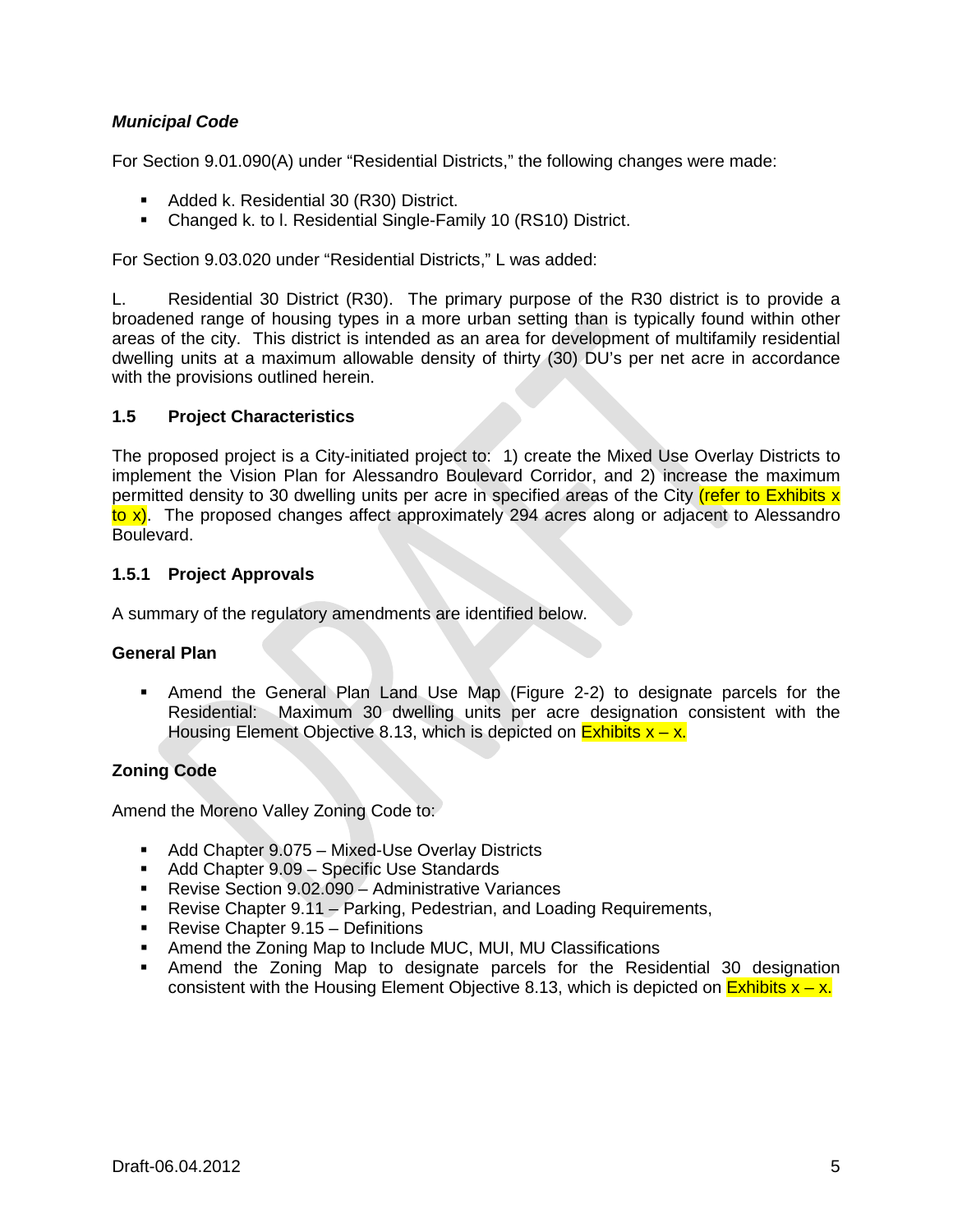***Municipal Code***

For Section 9.01.090(A) under "Residential Districts," the following changes were made:

- Added k. Residential 30 (R30) District.
- Changed k. to l. Residential Single-Family 10 (RS10) District.

For Section 9.03.020 under "Residential Districts," L was added:

L. Residential 30 District (R30). The primary purpose of the R30 district is to provide a broadened range of housing types in a more urban setting than is typically found within other areas of the city. This district is intended as an area for development of multifamily residential dwelling units at a maximum allowable density of thirty (30) DU's per net acre in accordance with the provisions outlined herein.

## 1.5 Project Characteristics

The proposed project is a City-initiated project to: 1) create the Mixed Use Overlay Districts to implement the Vision Plan for Alessandro Boulevard Corridor, and 2) increase the maximum permitted density to 30 dwelling units per acre in specified areas of the City (refer to Exhibits x to x). The proposed changes affect approximately 294 acres along or adjacent to Alessandro Boulevard.

### 1.5.1 Project Approvals

A summary of the regulatory amendments are identified below.

**General Plan**

- Amend the General Plan Land Use Map (Figure 2-2) to designate parcels for the Residential: Maximum 30 dwelling units per acre designation consistent with the Housing Element Objective 8.13, which is depicted on Exhibits x – x.

**Zoning Code**

Amend the Moreno Valley Zoning Code to:

- Add Chapter 9.075 – Mixed-Use Overlay Districts
- Add Chapter 9.09 – Specific Use Standards
- Revise Section 9.02.090 – Administrative Variances
- Revise Chapter 9.11 – Parking, Pedestrian, and Loading Requirements,
- Revise Chapter 9.15 – Definitions
- Amend the Zoning Map to Include MUC, MUI, MU Classifications
- Amend the Zoning Map to designate parcels for the Residential 30 designation consistent with the Housing Element Objective 8.13, which is depicted on Exhibits x – x.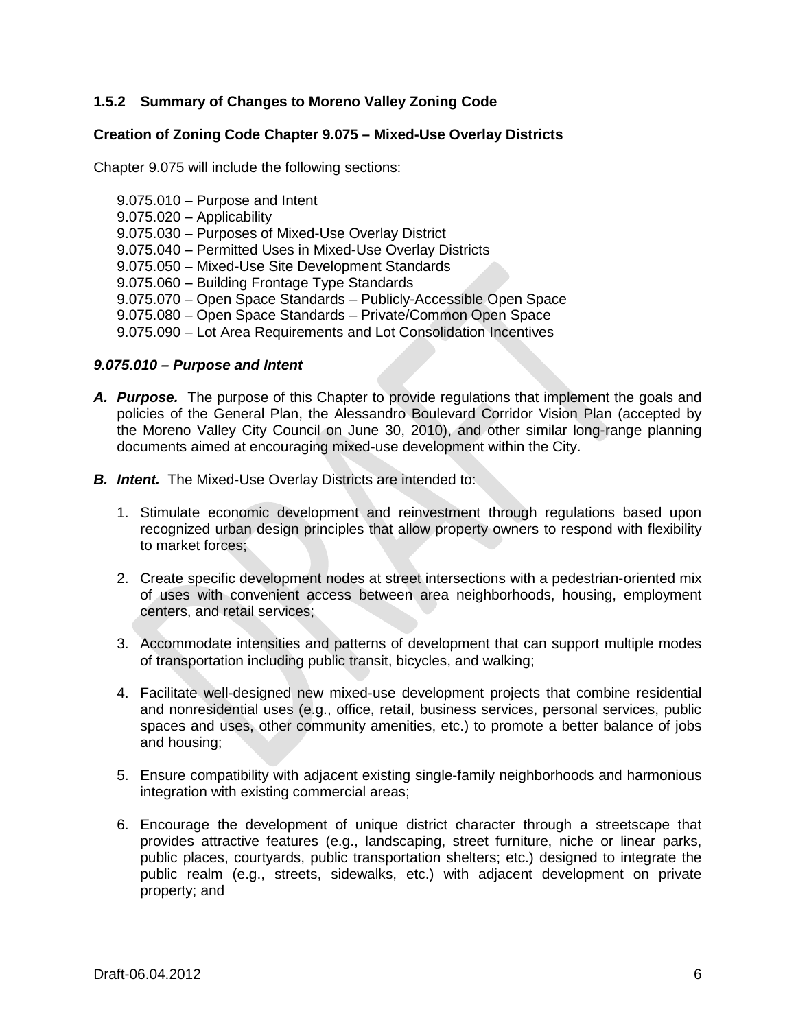### 1.5.2 Summary of Changes to Moreno Valley Zoning Code

**Creation of Zoning Code Chapter 9.075 – Mixed-Use Overlay Districts**

Chapter 9.075 will include the following sections:

9.075.010 – Purpose and Intent
9.075.020 – Applicability
9.075.030 – Purposes of Mixed-Use Overlay District
9.075.040 – Permitted Uses in Mixed-Use Overlay Districts
9.075.050 – Mixed-Use Site Development Standards
9.075.060 – Building Frontage Type Standards
9.075.070 – Open Space Standards – Publicly-Accessible Open Space
9.075.080 – Open Space Standards – Private/Common Open Space
9.075.090 – Lot Area Requirements and Lot Consolidation Incentives

***9.075.010 – Purpose and Intent***

***A. Purpose.*** The purpose of this Chapter to provide regulations that implement the goals and policies of the General Plan, the Alessandro Boulevard Corridor Vision Plan (accepted by the Moreno Valley City Council on June 30, 2010), and other similar long-range planning documents aimed at encouraging mixed-use development within the City.

***B. Intent.*** The Mixed-Use Overlay Districts are intended to:

1. Stimulate economic development and reinvestment through regulations based upon recognized urban design principles that allow property owners to respond with flexibility to market forces;

2. Create specific development nodes at street intersections with a pedestrian-oriented mix of uses with convenient access between area neighborhoods, housing, employment centers, and retail services;

3. Accommodate intensities and patterns of development that can support multiple modes of transportation including public transit, bicycles, and walking;

4. Facilitate well-designed new mixed-use development projects that combine residential and nonresidential uses (e.g., office, retail, business services, personal services, public spaces and uses, other community amenities, etc.) to promote a better balance of jobs and housing;

5. Ensure compatibility with adjacent existing single-family neighborhoods and harmonious integration with existing commercial areas;

6. Encourage the development of unique district character through a streetscape that provides attractive features (e.g., landscaping, street furniture, niche or linear parks, public places, courtyards, public transportation shelters; etc.) designed to integrate the public realm (e.g., streets, sidewalks, etc.) with adjacent development on private property; and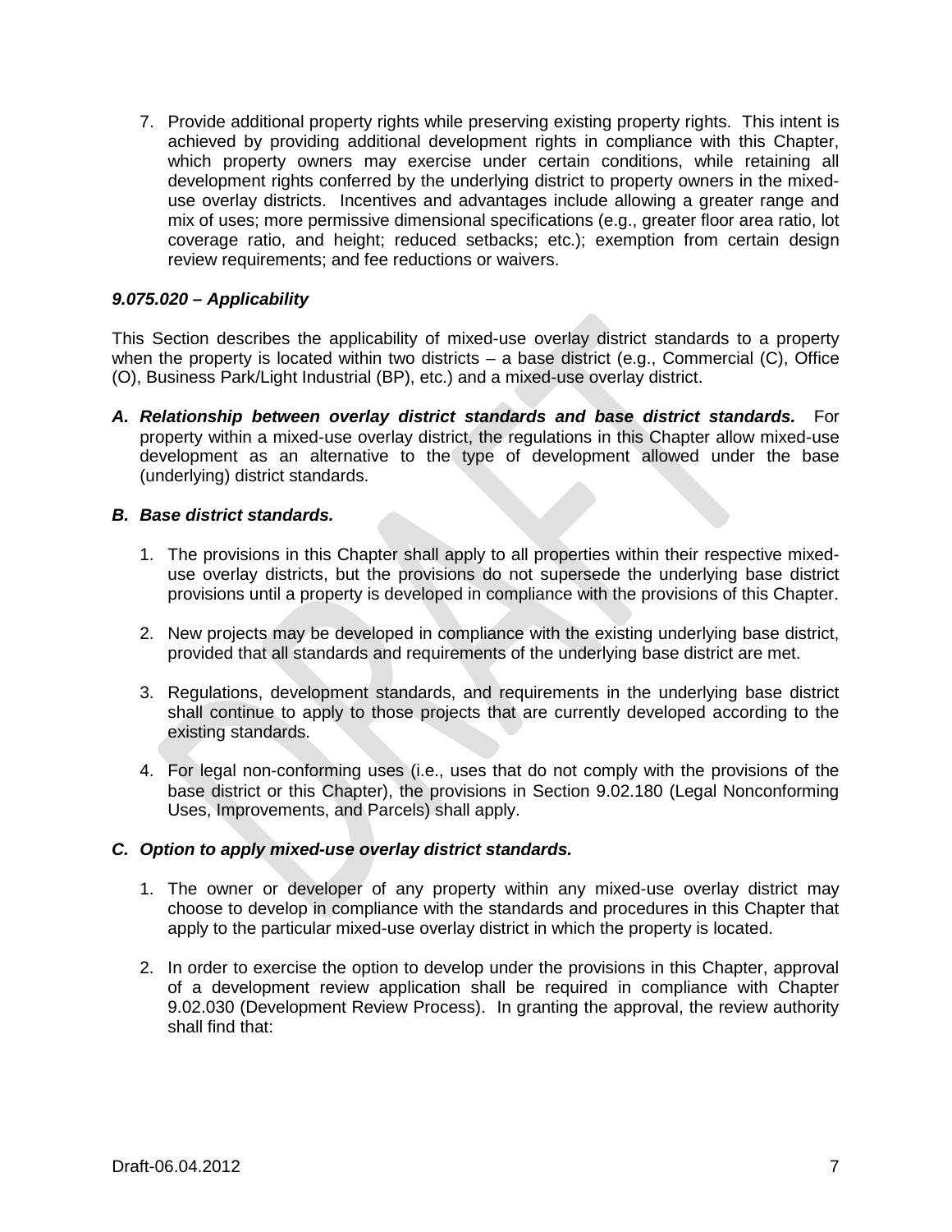7. Provide additional property rights while preserving existing property rights. This intent is achieved by providing additional development rights in compliance with this Chapter, which property owners may exercise under certain conditions, while retaining all development rights conferred by the underlying district to property owners in the mixed-use overlay districts. Incentives and advantages include allowing a greater range and mix of uses; more permissive dimensional specifications (e.g., greater floor area ratio, lot coverage ratio, and height; reduced setbacks; etc.); exemption from certain design review requirements; and fee reductions or waivers.

***9.075.020 – Applicability***

This Section describes the applicability of mixed-use overlay district standards to a property when the property is located within two districts – a base district (e.g., Commercial (C), Office (O), Business Park/Light Industrial (BP), etc.) and a mixed-use overlay district.

***A. Relationship between overlay district standards and base district standards.*** For property within a mixed-use overlay district, the regulations in this Chapter allow mixed-use development as an alternative to the type of development allowed under the base (underlying) district standards.

***B. Base district standards.***

1. The provisions in this Chapter shall apply to all properties within their respective mixed-use overlay districts, but the provisions do not supersede the underlying base district provisions until a property is developed in compliance with the provisions of this Chapter.

2. New projects may be developed in compliance with the existing underlying base district, provided that all standards and requirements of the underlying base district are met.

3. Regulations, development standards, and requirements in the underlying base district shall continue to apply to those projects that are currently developed according to the existing standards.

4. For legal non-conforming uses (i.e., uses that do not comply with the provisions of the base district or this Chapter), the provisions in Section 9.02.180 (Legal Nonconforming Uses, Improvements, and Parcels) shall apply.

***C. Option to apply mixed-use overlay district standards.***

1. The owner or developer of any property within any mixed-use overlay district may choose to develop in compliance with the standards and procedures in this Chapter that apply to the particular mixed-use overlay district in which the property is located.

2. In order to exercise the option to develop under the provisions in this Chapter, approval of a development review application shall be required in compliance with Chapter 9.02.030 (Development Review Process). In granting the approval, the review authority shall find that: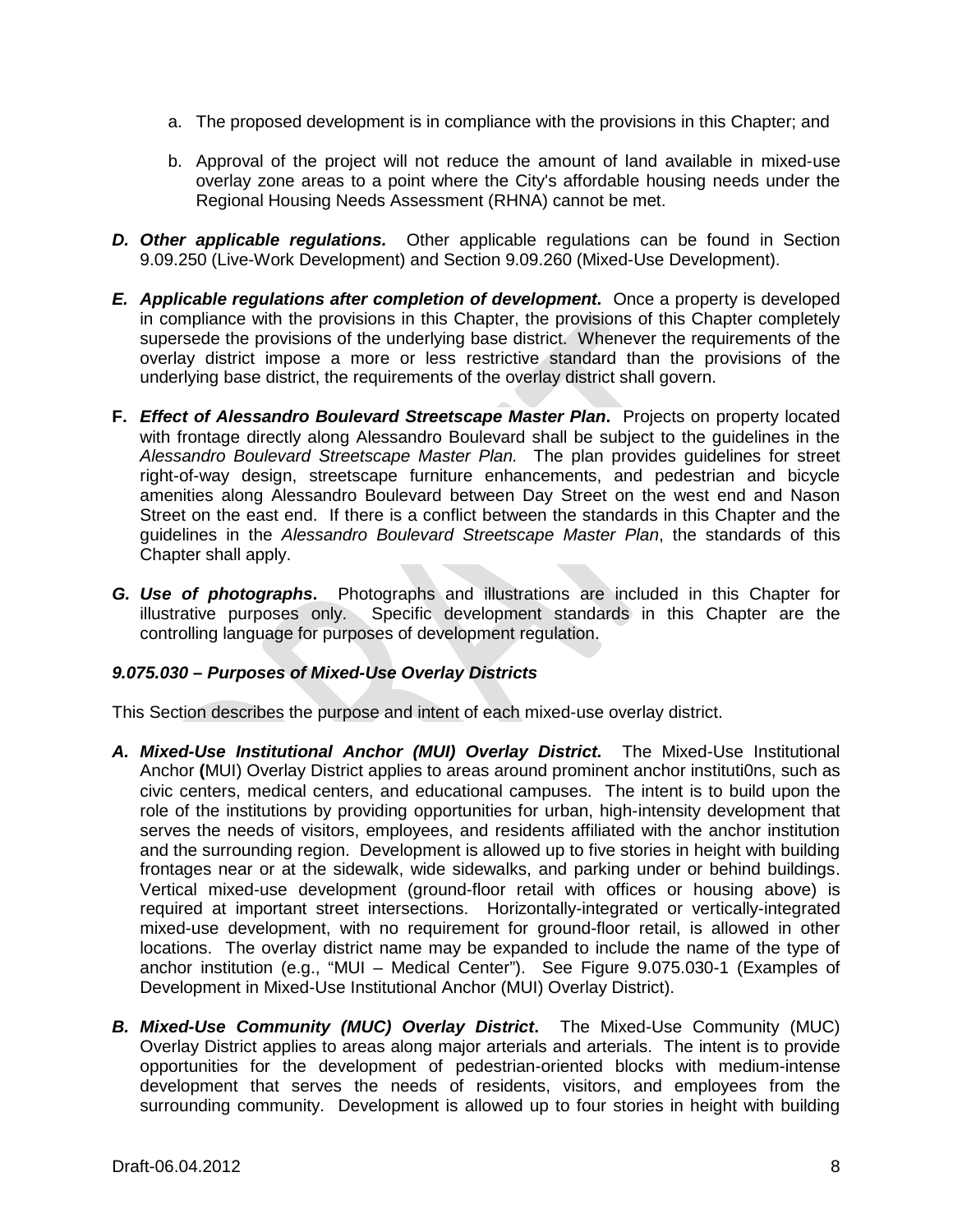a. The proposed development is in compliance with the provisions in this Chapter; and

b. Approval of the project will not reduce the amount of land available in mixed-use overlay zone areas to a point where the City's affordable housing needs under the Regional Housing Needs Assessment (RHNA) cannot be met.

***D. Other applicable regulations.*** Other applicable regulations can be found in Section 9.09.250 (Live-Work Development) and Section 9.09.260 (Mixed-Use Development).

***E. Applicable regulations after completion of development.*** Once a property is developed in compliance with the provisions in this Chapter, the provisions of this Chapter completely supersede the provisions of the underlying base district. Whenever the requirements of the overlay district impose a more or less restrictive standard than the provisions of the underlying base district, the requirements of the overlay district shall govern.

**F. *Effect of Alessandro Boulevard Streetscape Master Plan*.** Projects on property located with frontage directly along Alessandro Boulevard shall be subject to the guidelines in the *Alessandro Boulevard Streetscape Master Plan.* The plan provides guidelines for street right-of-way design, streetscape furniture enhancements, and pedestrian and bicycle amenities along Alessandro Boulevard between Day Street on the west end and Nason Street on the east end. If there is a conflict between the standards in this Chapter and the guidelines in the *Alessandro Boulevard Streetscape Master Plan*, the standards of this Chapter shall apply.

***G. Use of photographs*.** Photographs and illustrations are included in this Chapter for illustrative purposes only. Specific development standards in this Chapter are the controlling language for purposes of development regulation.

### *9.075.030 – Purposes of Mixed-Use Overlay Districts*

This Section describes the purpose and intent of each mixed-use overlay district.

***A. Mixed-Use Institutional Anchor (MUI) Overlay District.*** The Mixed-Use Institutional Anchor **(**MUI) Overlay District applies to areas around prominent anchor instituti0ns, such as civic centers, medical centers, and educational campuses. The intent is to build upon the role of the institutions by providing opportunities for urban, high-intensity development that serves the needs of visitors, employees, and residents affiliated with the anchor institution and the surrounding region. Development is allowed up to five stories in height with building frontages near or at the sidewalk, wide sidewalks, and parking under or behind buildings. Vertical mixed-use development (ground-floor retail with offices or housing above) is required at important street intersections. Horizontally-integrated or vertically-integrated mixed-use development, with no requirement for ground-floor retail, is allowed in other locations. The overlay district name may be expanded to include the name of the type of anchor institution (e.g., "MUI – Medical Center"). See Figure 9.075.030-1 (Examples of Development in Mixed-Use Institutional Anchor (MUI) Overlay District).

***B. Mixed-Use Community (MUC) Overlay District*.** The Mixed-Use Community (MUC) Overlay District applies to areas along major arterials and arterials. The intent is to provide opportunities for the development of pedestrian-oriented blocks with medium-intense development that serves the needs of residents, visitors, and employees from the surrounding community. Development is allowed up to four stories in height with building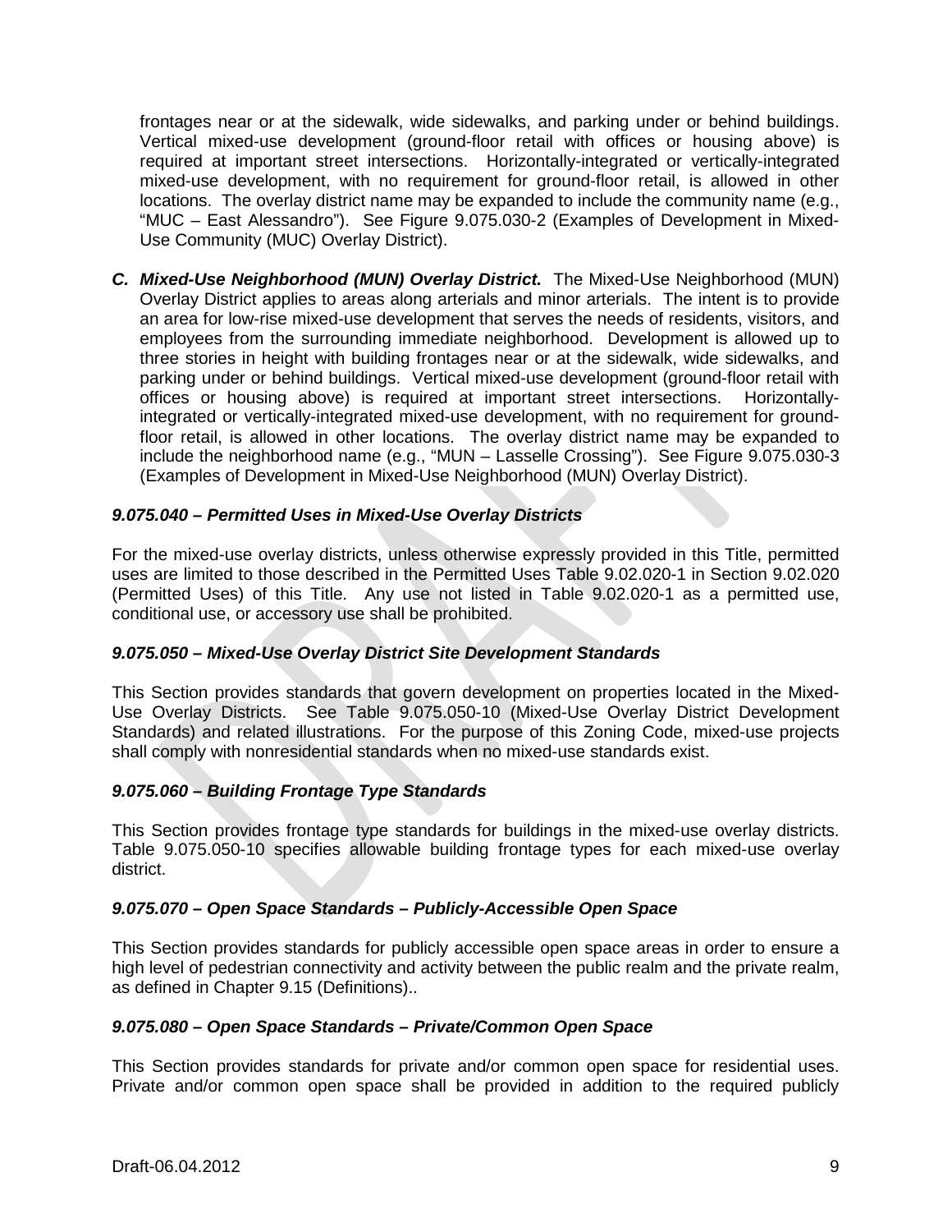frontages near or at the sidewalk, wide sidewalks, and parking under or behind buildings. Vertical mixed-use development (ground-floor retail with offices or housing above) is required at important street intersections. Horizontally-integrated or vertically-integrated mixed-use development, with no requirement for ground-floor retail, is allowed in other locations. The overlay district name may be expanded to include the community name (e.g., "MUC – East Alessandro"). See Figure 9.075.030-2 (Examples of Development in Mixed-Use Community (MUC) Overlay District).

**C. *Mixed-Use Neighborhood (MUN) Overlay District.*** The Mixed-Use Neighborhood (MUN) Overlay District applies to areas along arterials and minor arterials. The intent is to provide an area for low-rise mixed-use development that serves the needs of residents, visitors, and employees from the surrounding immediate neighborhood. Development is allowed up to three stories in height with building frontages near or at the sidewalk, wide sidewalks, and parking under or behind buildings. Vertical mixed-use development (ground-floor retail with offices or housing above) is required at important street intersections. Horizontally-integrated or vertically-integrated mixed-use development, with no requirement for ground-floor retail, is allowed in other locations. The overlay district name may be expanded to include the neighborhood name (e.g., "MUN – Lasselle Crossing"). See Figure 9.075.030-3 (Examples of Development in Mixed-Use Neighborhood (MUN) Overlay District).

### *9.075.040 – Permitted Uses in Mixed-Use Overlay Districts*

For the mixed-use overlay districts, unless otherwise expressly provided in this Title, permitted uses are limited to those described in the Permitted Uses Table 9.02.020-1 in Section 9.02.020 (Permitted Uses) of this Title. Any use not listed in Table 9.02.020-1 as a permitted use, conditional use, or accessory use shall be prohibited.

### *9.075.050 – Mixed-Use Overlay District Site Development Standards*

This Section provides standards that govern development on properties located in the Mixed-Use Overlay Districts. See Table 9.075.050-10 (Mixed-Use Overlay District Development Standards) and related illustrations. For the purpose of this Zoning Code, mixed-use projects shall comply with nonresidential standards when no mixed-use standards exist.

### *9.075.060 – Building Frontage Type Standards*

This Section provides frontage type standards for buildings in the mixed-use overlay districts. Table 9.075.050-10 specifies allowable building frontage types for each mixed-use overlay district.

### *9.075.070 – Open Space Standards – Publicly-Accessible Open Space*

This Section provides standards for publicly accessible open space areas in order to ensure a high level of pedestrian connectivity and activity between the public realm and the private realm, as defined in Chapter 9.15 (Definitions)..

### *9.075.080 – Open Space Standards – Private/Common Open Space*

This Section provides standards for private and/or common open space for residential uses. Private and/or common open space shall be provided in addition to the required publicly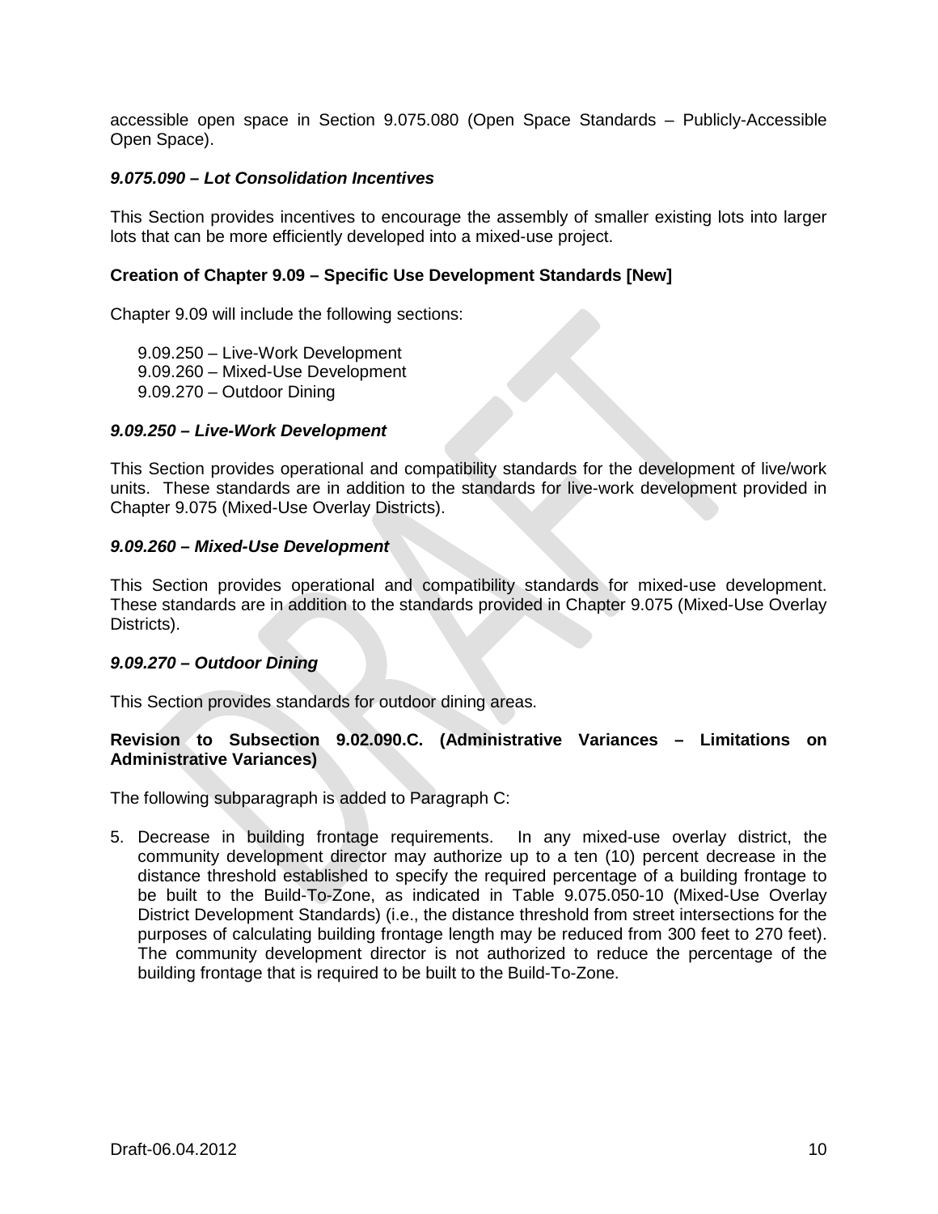accessible open space in Section 9.075.080 (Open Space Standards – Publicly-Accessible Open Space).

***9.075.090 – Lot Consolidation Incentives***

This Section provides incentives to encourage the assembly of smaller existing lots into larger lots that can be more efficiently developed into a mixed-use project.

**Creation of Chapter 9.09 – Specific Use Development Standards [New]**

Chapter 9.09 will include the following sections:

9.09.250 – Live-Work Development
9.09.260 – Mixed-Use Development
9.09.270 – Outdoor Dining

***9.09.250 – Live-Work Development***

This Section provides operational and compatibility standards for the development of live/work units. These standards are in addition to the standards for live-work development provided in Chapter 9.075 (Mixed-Use Overlay Districts).

***9.09.260 – Mixed-Use Development***

This Section provides operational and compatibility standards for mixed-use development. These standards are in addition to the standards provided in Chapter 9.075 (Mixed-Use Overlay Districts).

***9.09.270 – Outdoor Dining***

This Section provides standards for outdoor dining areas.

**Revision to Subsection 9.02.090.C. (Administrative Variances – Limitations on Administrative Variances)**

The following subparagraph is added to Paragraph C:

5. Decrease in building frontage requirements. In any mixed-use overlay district, the community development director may authorize up to a ten (10) percent decrease in the distance threshold established to specify the required percentage of a building frontage to be built to the Build-To-Zone, as indicated in Table 9.075.050-10 (Mixed-Use Overlay District Development Standards) (i.e., the distance threshold from street intersections for the purposes of calculating building frontage length may be reduced from 300 feet to 270 feet). The community development director is not authorized to reduce the percentage of the building frontage that is required to be built to the Build-To-Zone.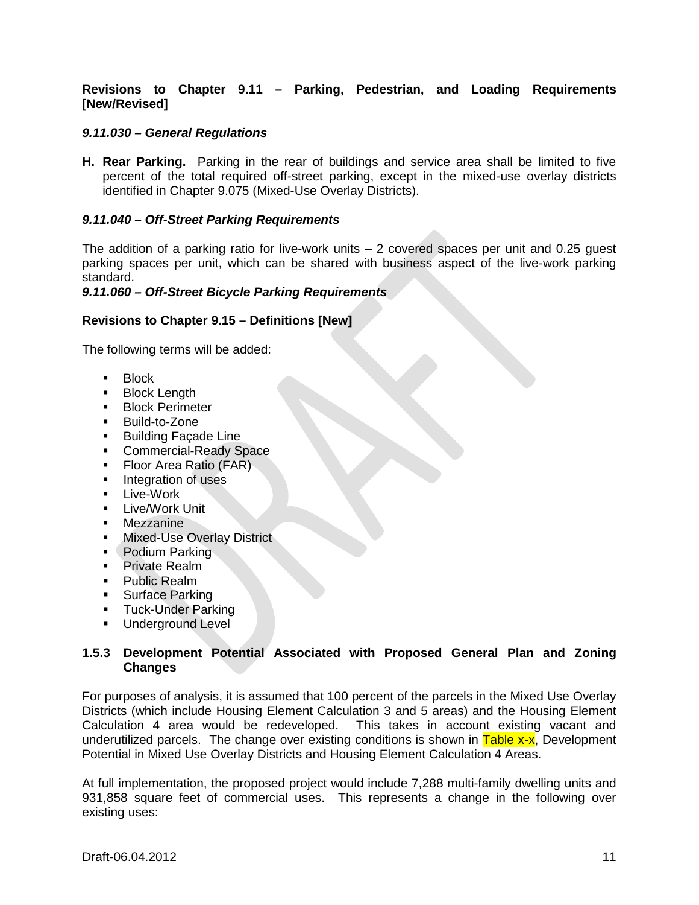**Revisions to Chapter 9.11 – Parking, Pedestrian, and Loading Requirements [New/Revised]**

***9.11.030 – General Regulations***

**H. Rear Parking.** Parking in the rear of buildings and service area shall be limited to five percent of the total required off-street parking, except in the mixed-use overlay districts identified in Chapter 9.075 (Mixed-Use Overlay Districts).

***9.11.040 – Off-Street Parking Requirements***

The addition of a parking ratio for live-work units – 2 covered spaces per unit and 0.25 guest parking spaces per unit, which can be shared with business aspect of the live-work parking standard.

***9.11.060 – Off-Street Bicycle Parking Requirements***

**Revisions to Chapter 9.15 – Definitions [New]**

The following terms will be added:

- Block
- Block Length
- Block Perimeter
- Build-to-Zone
- Building Façade Line
- Commercial-Ready Space
- Floor Area Ratio (FAR)
- Integration of uses
- Live-Work
- Live/Work Unit
- Mezzanine
- Mixed-Use Overlay District
- Podium Parking
- Private Realm
- Public Realm
- Surface Parking
- Tuck-Under Parking
- Underground Level

### 1.5.3 Development Potential Associated with Proposed General Plan and Zoning Changes

For purposes of analysis, it is assumed that 100 percent of the parcels in the Mixed Use Overlay Districts (which include Housing Element Calculation 3 and 5 areas) and the Housing Element Calculation 4 area would be redeveloped. This takes in account existing vacant and underutilized parcels. The change over existing conditions is shown in Table x-x, Development Potential in Mixed Use Overlay Districts and Housing Element Calculation 4 Areas.

At full implementation, the proposed project would include 7,288 multi-family dwelling units and 931,858 square feet of commercial uses. This represents a change in the following over existing uses: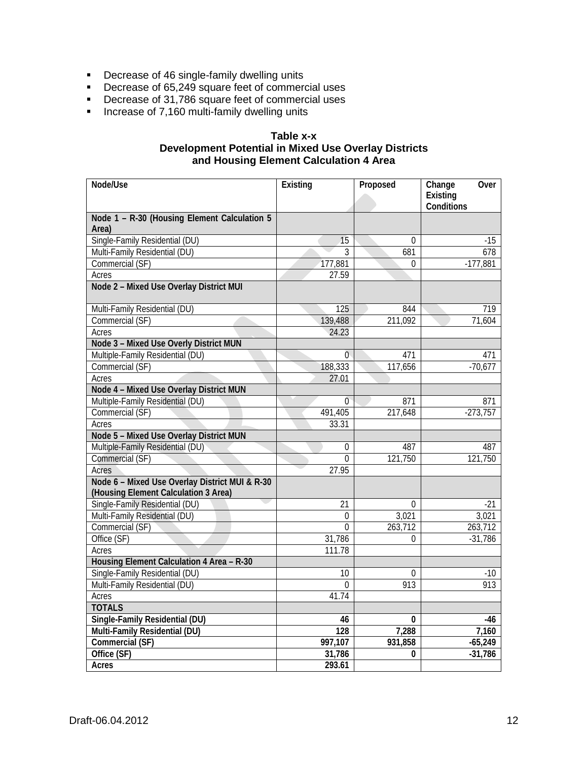- Decrease of 46 single-family dwelling units
- Decrease of 65,249 square feet of commercial uses
- Decrease of 31,786 square feet of commercial uses
- Increase of 7,160 multi-family dwelling units

**Table x-x**
**Development Potential in Mixed Use Overlay Districts and Housing Element Calculation 4 Area**

| Node/Use | Existing | Proposed | Change Over Existing Conditions |
|---|---|---|---|
| **Node 1 – R-30 (Housing Element Calculation 5 Area)** | | | |
| Single-Family Residential (DU) | 15 | 0 | -15 |
| Multi-Family Residential (DU) | 3 | 681 | 678 |
| Commercial (SF) | 177,881 | 0 | -177,881 |
| Acres | 27.59 | | |
| **Node 2 – Mixed Use Overlay District MUI** | | | |
| Multi-Family Residential (DU) | 125 | 844 | 719 |
| Commercial (SF) | 139,488 | 211,092 | 71,604 |
| Acres | 24.23 | | |
| **Node 3 – Mixed Use Overly District MUN** | | | |
| Multiple-Family Residential (DU) | 0 | 471 | 471 |
| Commercial (SF) | 188,333 | 117,656 | -70,677 |
| Acres | 27.01 | | |
| **Node 4 – Mixed Use Overlay District MUN** | | | |
| Multiple-Family Residential (DU) | 0 | 871 | 871 |
| Commercial (SF) | 491,405 | 217,648 | -273,757 |
| Acres | 33.31 | | |
| **Node 5 – Mixed Use Overlay District MUN** | | | |
| Multiple-Family Residential (DU) | 0 | 487 | 487 |
| Commercial (SF) | 0 | 121,750 | 121,750 |
| Acres | 27.95 | | |
| **Node 6 – Mixed Use Overlay District MUI & R-30 (Housing Element Calculation 3 Area)** | | | |
| Single-Family Residential (DU) | 21 | 0 | -21 |
| Multi-Family Residential (DU) | 0 | 3,021 | 3,021 |
| Commercial (SF) | 0 | 263,712 | 263,712 |
| Office (SF) | 31,786 | 0 | -31,786 |
| Acres | 111.78 | | |
| **Housing Element Calculation 4 Area – R-30** | | | |
| Single-Family Residential (DU) | 10 | 0 | -10 |
| Multi-Family Residential (DU) | 0 | 913 | 913 |
| Acres | 41.74 | | |
| **TOTALS** | | | |
| **Single-Family Residential (DU)** | **46** | **0** | **-46** |
| **Multi-Family Residential (DU)** | **128** | **7,288** | **7,160** |
| **Commercial (SF)** | **997,107** | **931,858** | **-65,249** |
| **Office (SF)** | **31,786** | **0** | **-31,786** |
| **Acres** | **293.61** | | |